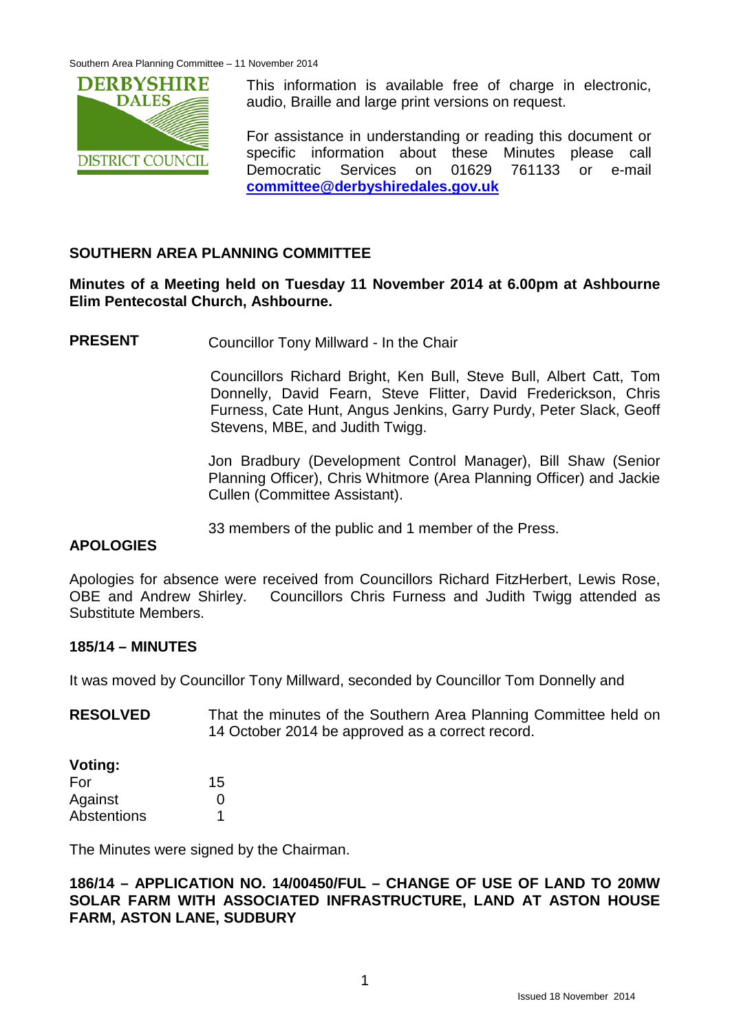This information is available free of charge in electronic, audio, Braille and large print versions on request.

For assistance in understanding or reading this document or specific information about these Minutes please call Democratic Services on 01629 761133 or e-mail **committee@derbyshiredales.gov.uk**

## SOUTHERN AREA PLANNING COMMITTEE

**Minutes of a Meeting held on Tuesday 11 November 2014 at 6.00pm at Ashbourne Elim Pentecostal Church, Ashbourne.**

**PRESENT** Councillor Tony Millward - In the Chair

Councillors Richard Bright, Ken Bull, Steve Bull, Albert Catt, Tom Donnelly, David Fearn, Steve Flitter, David Frederickson, Chris Furness, Cate Hunt, Angus Jenkins, Garry Purdy, Peter Slack, Geoff Stevens, MBE, and Judith Twigg.

Jon Bradbury (Development Control Manager), Bill Shaw (Senior Planning Officer), Chris Whitmore (Area Planning Officer) and Jackie Cullen (Committee Assistant).

33 members of the public and 1 member of the Press.

**APOLOGIES**

Apologies for absence were received from Councillors Richard FitzHerbert, Lewis Rose, OBE and Andrew Shirley. Councillors Chris Furness and Judith Twigg attended as Substitute Members.

**185/14 – MINUTES**

It was moved by Councillor Tony Millward, seconded by Councillor Tom Donnelly and

**RESOLVED** That the minutes of the Southern Area Planning Committee held on 14 October 2014 be approved as a correct record.

**Voting:**

| | |
|---|---|
| For | 15 |
| Against | 0 |
| Abstentions | 1 |

The Minutes were signed by the Chairman.

**186/14 – APPLICATION NO. 14/00450/FUL – CHANGE OF USE OF LAND TO 20MW SOLAR FARM WITH ASSOCIATED INFRASTRUCTURE, LAND AT ASTON HOUSE FARM, ASTON LANE, SUDBURY**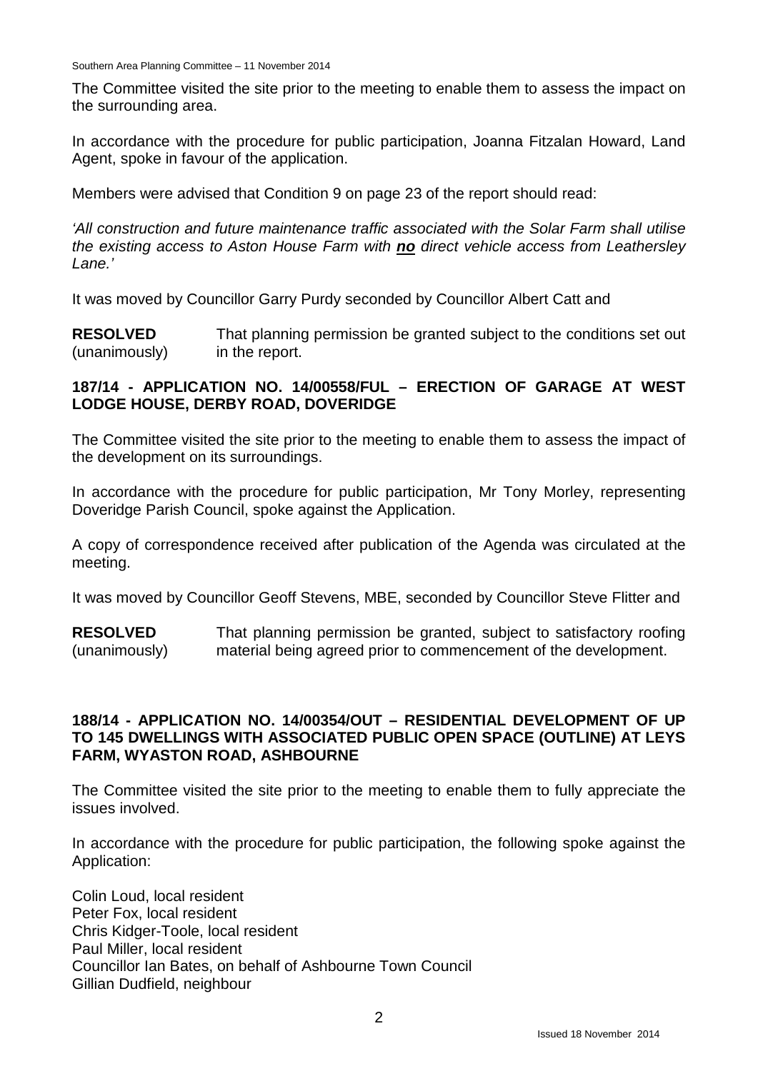The Committee visited the site prior to the meeting to enable them to assess the impact on the surrounding area.

In accordance with the procedure for public participation, Joanna Fitzalan Howard, Land Agent, spoke in favour of the application.

Members were advised that Condition 9 on page 23 of the report should read:

*'All construction and future maintenance traffic associated with the Solar Farm shall utilise the existing access to Aston House Farm with **no** direct vehicle access from Leathersley Lane.'*

It was moved by Councillor Garry Purdy seconded by Councillor Albert Catt and

**RESOLVED** (unanimously) That planning permission be granted subject to the conditions set out in the report.

## 187/14 - APPLICATION NO. 14/00558/FUL – ERECTION OF GARAGE AT WEST LODGE HOUSE, DERBY ROAD, DOVERIDGE

The Committee visited the site prior to the meeting to enable them to assess the impact of the development on its surroundings.

In accordance with the procedure for public participation, Mr Tony Morley, representing Doveridge Parish Council, spoke against the Application.

A copy of correspondence received after publication of the Agenda was circulated at the meeting.

It was moved by Councillor Geoff Stevens, MBE, seconded by Councillor Steve Flitter and

**RESOLVED** (unanimously) That planning permission be granted, subject to satisfactory roofing material being agreed prior to commencement of the development.

## 188/14 - APPLICATION NO. 14/00354/OUT – RESIDENTIAL DEVELOPMENT OF UP TO 145 DWELLINGS WITH ASSOCIATED PUBLIC OPEN SPACE (OUTLINE) AT LEYS FARM, WYASTON ROAD, ASHBOURNE

The Committee visited the site prior to the meeting to enable them to fully appreciate the issues involved.

In accordance with the procedure for public participation, the following spoke against the Application:

Colin Loud, local resident
Peter Fox, local resident
Chris Kidger-Toole, local resident
Paul Miller, local resident
Councillor Ian Bates, on behalf of Ashbourne Town Council
Gillian Dudfield, neighbour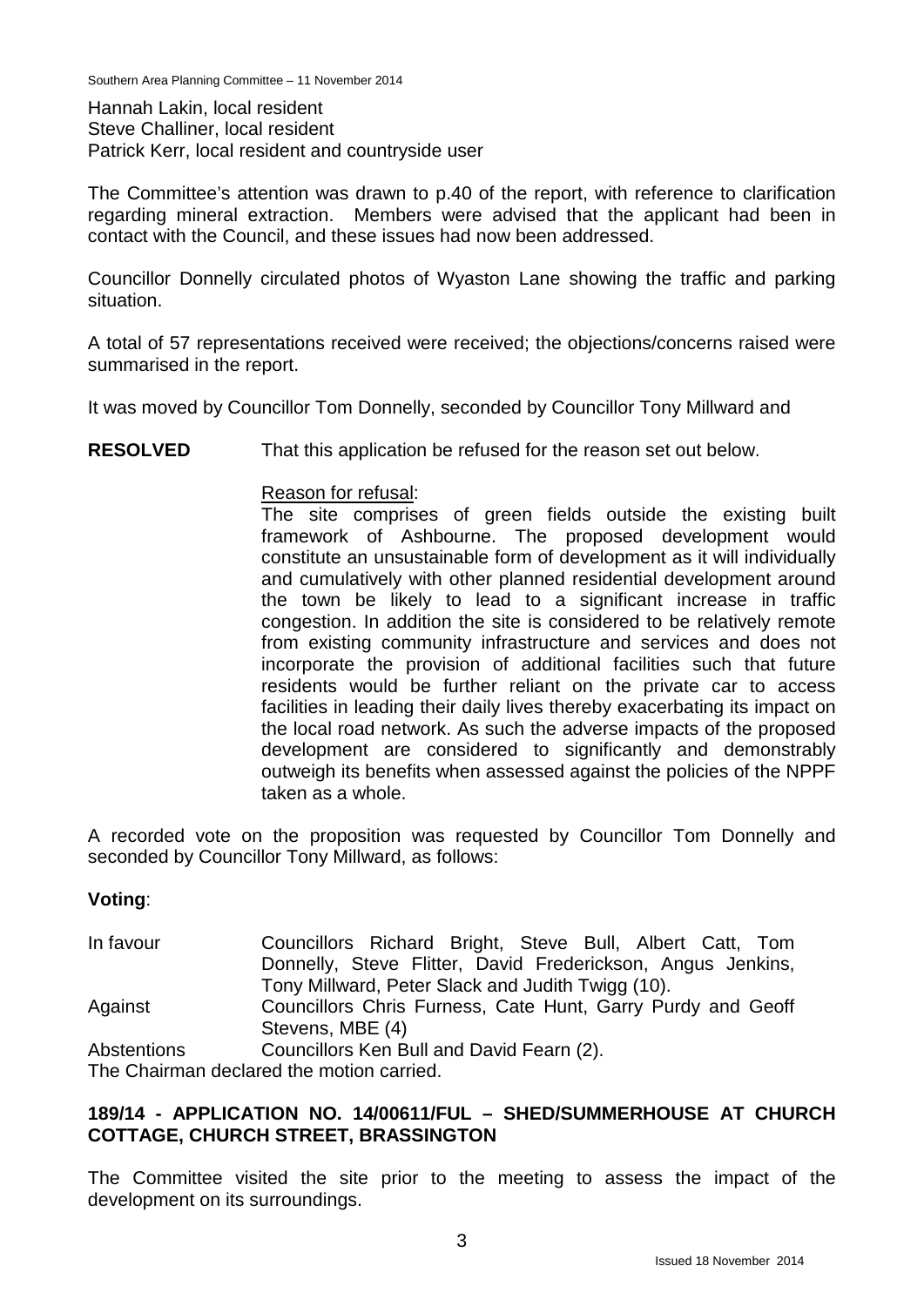Hannah Lakin, local resident
Steve Challiner, local resident
Patrick Kerr, local resident and countryside user

The Committee's attention was drawn to p.40 of the report, with reference to clarification regarding mineral extraction. Members were advised that the applicant had been in contact with the Council, and these issues had now been addressed.

Councillor Donnelly circulated photos of Wyaston Lane showing the traffic and parking situation.

A total of 57 representations received were received; the objections/concerns raised were summarised in the report.

It was moved by Councillor Tom Donnelly, seconded by Councillor Tony Millward and

**RESOLVED** That this application be refused for the reason set out below.

Reason for refusal:

The site comprises of green fields outside the existing built framework of Ashbourne. The proposed development would constitute an unsustainable form of development as it will individually and cumulatively with other planned residential development around the town be likely to lead to a significant increase in traffic congestion. In addition the site is considered to be relatively remote from existing community infrastructure and services and does not incorporate the provision of additional facilities such that future residents would be further reliant on the private car to access facilities in leading their daily lives thereby exacerbating its impact on the local road network. As such the adverse impacts of the proposed development are considered to significantly and demonstrably outweigh its benefits when assessed against the policies of the NPPF taken as a whole.

A recorded vote on the proposition was requested by Councillor Tom Donnelly and seconded by Councillor Tony Millward, as follows:

**Voting**:

| | |
|---|---|
| In favour | Councillors Richard Bright, Steve Bull, Albert Catt, Tom Donnelly, Steve Flitter, David Frederickson, Angus Jenkins, Tony Millward, Peter Slack and Judith Twigg (10). |
| Against | Councillors Chris Furness, Cate Hunt, Garry Purdy and Geoff Stevens, MBE (4) |
| Abstentions | Councillors Ken Bull and David Fearn (2). |

The Chairman declared the motion carried.

## 189/14 - APPLICATION NO. 14/00611/FUL – SHED/SUMMERHOUSE AT CHURCH COTTAGE, CHURCH STREET, BRASSINGTON

The Committee visited the site prior to the meeting to assess the impact of the development on its surroundings.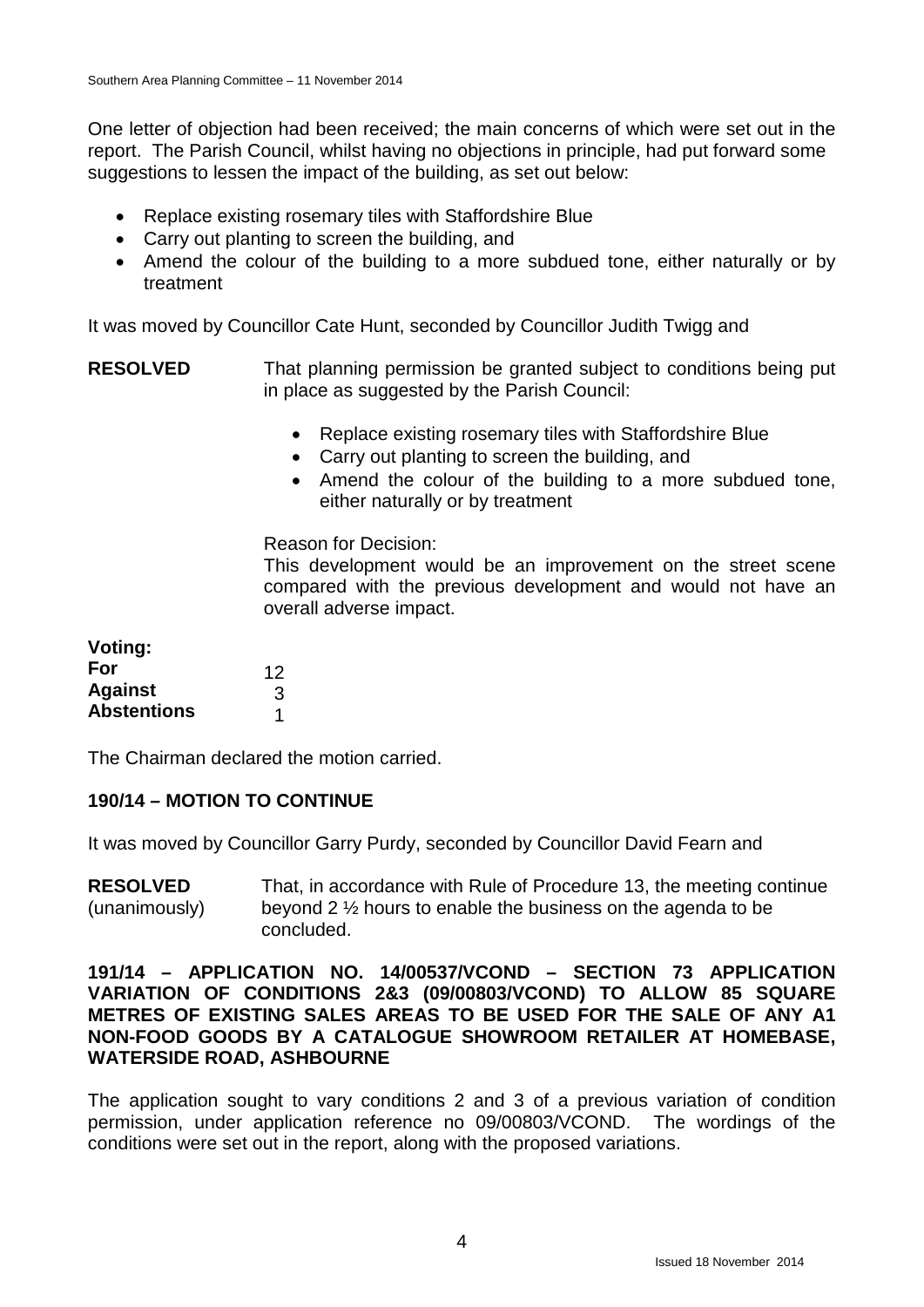One letter of objection had been received; the main concerns of which were set out in the report. The Parish Council, whilst having no objections in principle, had put forward some suggestions to lessen the impact of the building, as set out below:

- Replace existing rosemary tiles with Staffordshire Blue
- Carry out planting to screen the building, and
- Amend the colour of the building to a more subdued tone, either naturally or by treatment

It was moved by Councillor Cate Hunt, seconded by Councillor Judith Twigg and

**RESOLVED** That planning permission be granted subject to conditions being put in place as suggested by the Parish Council:

- Replace existing rosemary tiles with Staffordshire Blue
- Carry out planting to screen the building, and
- Amend the colour of the building to a more subdued tone, either naturally or by treatment

Reason for Decision:
This development would be an improvement on the street scene compared with the previous development and would not have an overall adverse impact.

**Voting:**

| | |
|---|---|
| **For** | 12 |
| **Against** | 3 |
| **Abstentions** | 1 |

The Chairman declared the motion carried.

**190/14 – MOTION TO CONTINUE**

It was moved by Councillor Garry Purdy, seconded by Councillor David Fearn and

**RESOLVED** (unanimously) That, in accordance with Rule of Procedure 13, the meeting continue beyond 2 ½ hours to enable the business on the agenda to be concluded.

**191/14 – APPLICATION NO. 14/00537/VCOND – SECTION 73 APPLICATION VARIATION OF CONDITIONS 2&3 (09/00803/VCOND) TO ALLOW 85 SQUARE METRES OF EXISTING SALES AREAS TO BE USED FOR THE SALE OF ANY A1 NON-FOOD GOODS BY A CATALOGUE SHOWROOM RETAILER AT HOMEBASE, WATERSIDE ROAD, ASHBOURNE**

The application sought to vary conditions 2 and 3 of a previous variation of condition permission, under application reference no 09/00803/VCOND. The wordings of the conditions were set out in the report, along with the proposed variations.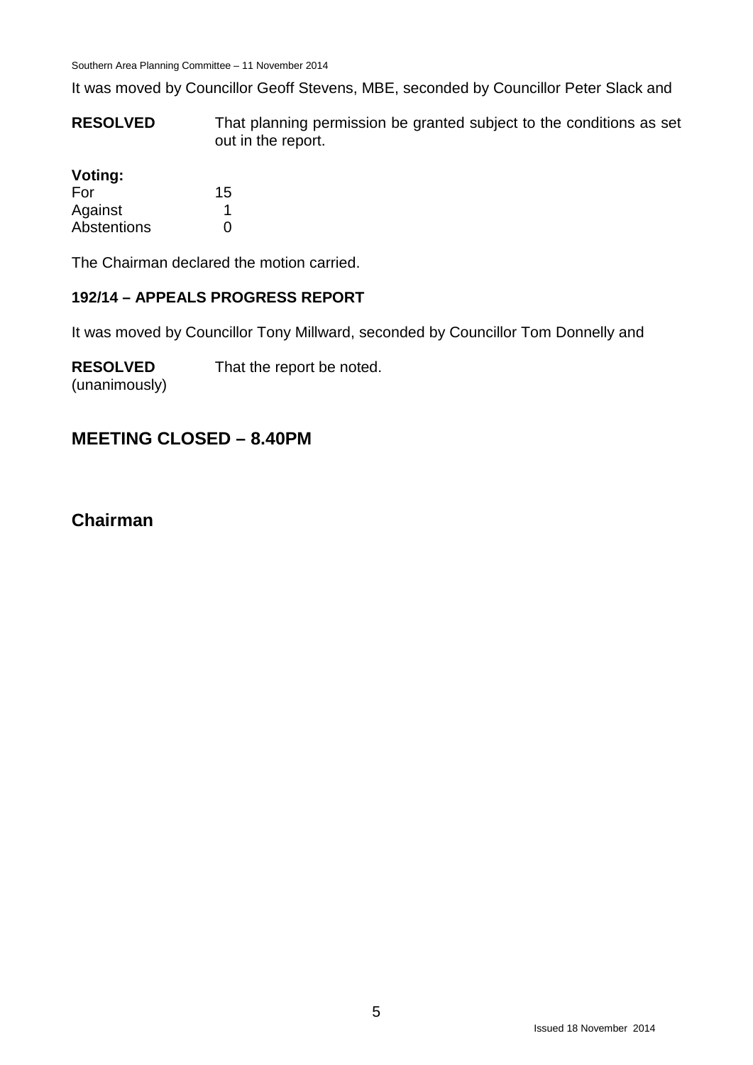It was moved by Councillor Geoff Stevens, MBE, seconded by Councillor Peter Slack and

**RESOLVED** That planning permission be granted subject to the conditions as set out in the report.

**Voting:**

| | |
|---|---|
| For | 15 |
| Against | 1 |
| Abstentions | 0 |

The Chairman declared the motion carried.

**192/14 – APPEALS PROGRESS REPORT**

It was moved by Councillor Tony Millward, seconded by Councillor Tom Donnelly and

**RESOLVED** (unanimously) That the report be noted.

## MEETING CLOSED – 8.40PM

## Chairman

Issued 18 November 2014